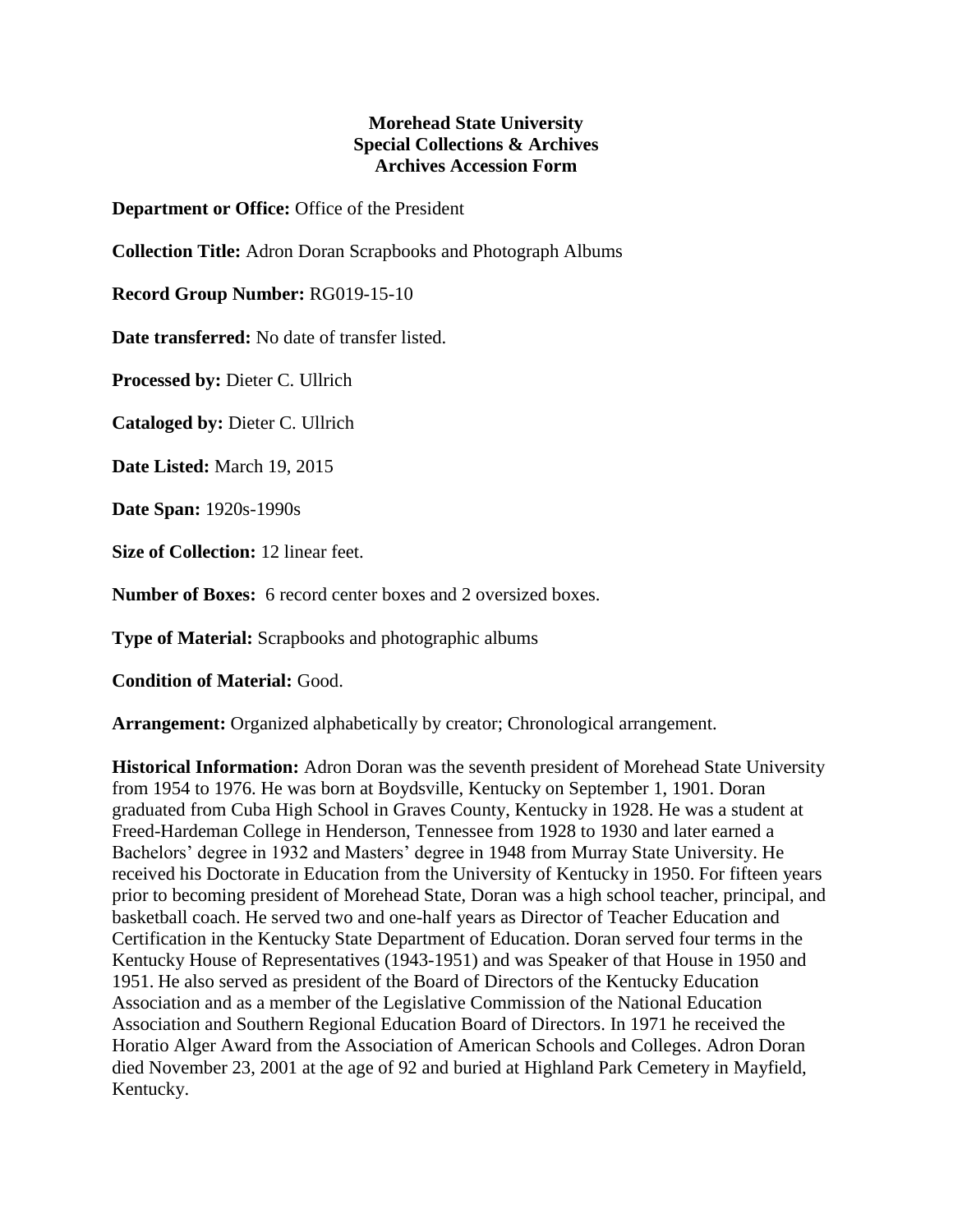**Morehead State University**
**Special Collections & Archives**
**Archives Accession Form**

**Department or Office:** Office of the President

**Collection Title:** Adron Doran Scrapbooks and Photograph Albums

**Record Group Number:** RG019-15-10

**Date transferred:** No date of transfer listed.

**Processed by:** Dieter C. Ullrich

**Cataloged by:** Dieter C. Ullrich

**Date Listed:** March 19, 2015

**Date Span:** 1920s-1990s

**Size of Collection:** 12 linear feet.

**Number of Boxes:** 6 record center boxes and 2 oversized boxes.

**Type of Material:** Scrapbooks and photographic albums

**Condition of Material:** Good.

**Arrangement:** Organized alphabetically by creator; Chronological arrangement.

**Historical Information:** Adron Doran was the seventh president of Morehead State University from 1954 to 1976. He was born at Boydsville, Kentucky on September 1, 1901. Doran graduated from Cuba High School in Graves County, Kentucky in 1928. He was a student at Freed-Hardeman College in Henderson, Tennessee from 1928 to 1930 and later earned a Bachelors' degree in 1932 and Masters' degree in 1948 from Murray State University. He received his Doctorate in Education from the University of Kentucky in 1950. For fifteen years prior to becoming president of Morehead State, Doran was a high school teacher, principal, and basketball coach. He served two and one-half years as Director of Teacher Education and Certification in the Kentucky State Department of Education. Doran served four terms in the Kentucky House of Representatives (1943-1951) and was Speaker of that House in 1950 and 1951. He also served as president of the Board of Directors of the Kentucky Education Association and as a member of the Legislative Commission of the National Education Association and Southern Regional Education Board of Directors. In 1971 he received the Horatio Alger Award from the Association of American Schools and Colleges. Adron Doran died November 23, 2001 at the age of 92 and buried at Highland Park Cemetery in Mayfield, Kentucky.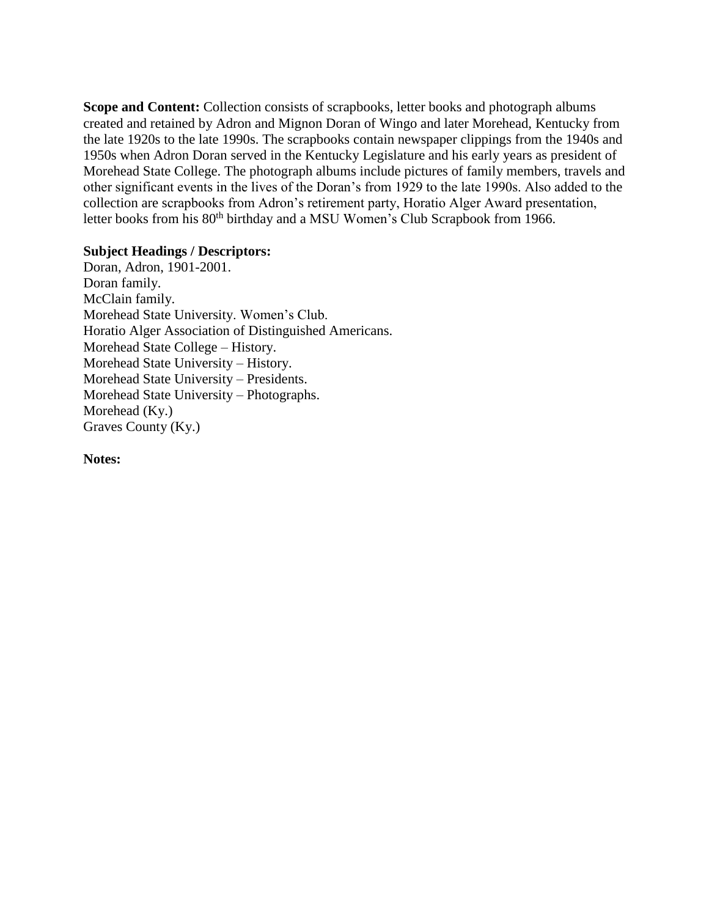**Scope and Content:** Collection consists of scrapbooks, letter books and photograph albums created and retained by Adron and Mignon Doran of Wingo and later Morehead, Kentucky from the late 1920s to the late 1990s. The scrapbooks contain newspaper clippings from the 1940s and 1950s when Adron Doran served in the Kentucky Legislature and his early years as president of Morehead State College. The photograph albums include pictures of family members, travels and other significant events in the lives of the Doran's from 1929 to the late 1990s. Also added to the collection are scrapbooks from Adron's retirement party, Horatio Alger Award presentation, letter books from his 80th birthday and a MSU Women's Club Scrapbook from 1966.

**Subject Headings / Descriptors:**

Doran, Adron, 1901-2001.
Doran family.
McClain family.
Morehead State University. Women's Club.
Horatio Alger Association of Distinguished Americans.
Morehead State College – History.
Morehead State University – History.
Morehead State University – Presidents.
Morehead State University – Photographs.
Morehead (Ky.)
Graves County (Ky.)

**Notes:**